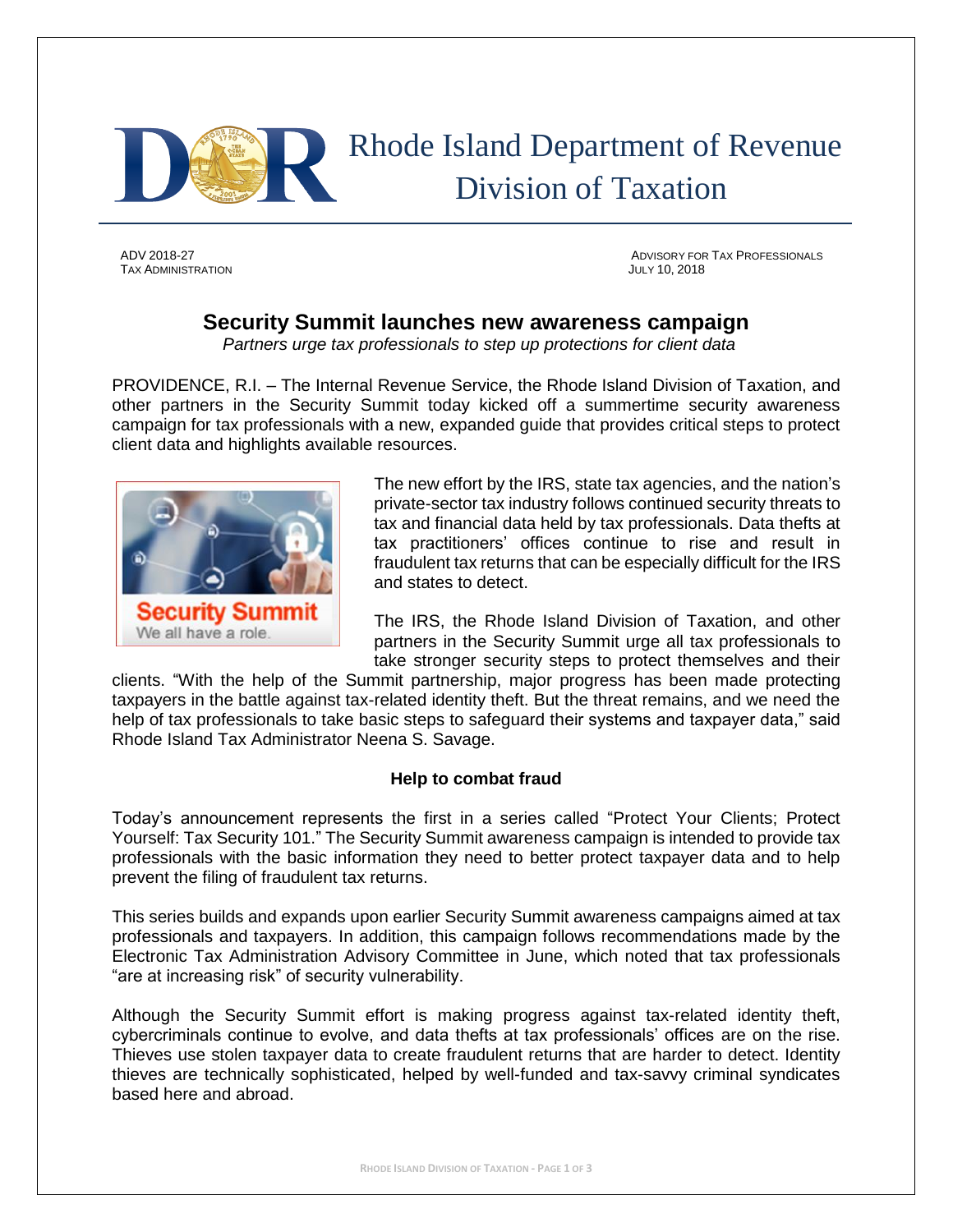# Rhode Island Department of Revenue
## Division of Taxation

ADV 2018-27
TAX ADMINISTRATION

ADVISORY FOR TAX PROFESSIONALS
JULY 10, 2018

## Security Summit launches new awareness campaign

*Partners urge tax professionals to step up protections for client data*

PROVIDENCE, R.I. – The Internal Revenue Service, the Rhode Island Division of Taxation, and other partners in the Security Summit today kicked off a summertime security awareness campaign for tax professionals with a new, expanded guide that provides critical steps to protect client data and highlights available resources.

The new effort by the IRS, state tax agencies, and the nation's private-sector tax industry follows continued security threats to tax and financial data held by tax professionals. Data thefts at tax practitioners' offices continue to rise and result in fraudulent tax returns that can be especially difficult for the IRS and states to detect.

The IRS, the Rhode Island Division of Taxation, and other partners in the Security Summit urge all tax professionals to take stronger security steps to protect themselves and their clients. "With the help of the Summit partnership, major progress has been made protecting taxpayers in the battle against tax-related identity theft. But the threat remains, and we need the help of tax professionals to take basic steps to safeguard their systems and taxpayer data," said Rhode Island Tax Administrator Neena S. Savage.

### Help to combat fraud

Today's announcement represents the first in a series called "Protect Your Clients; Protect Yourself: Tax Security 101." The Security Summit awareness campaign is intended to provide tax professionals with the basic information they need to better protect taxpayer data and to help prevent the filing of fraudulent tax returns.

This series builds and expands upon earlier Security Summit awareness campaigns aimed at tax professionals and taxpayers. In addition, this campaign follows recommendations made by the Electronic Tax Administration Advisory Committee in June, which noted that tax professionals "are at increasing risk" of security vulnerability.

Although the Security Summit effort is making progress against tax-related identity theft, cybercriminals continue to evolve, and data thefts at tax professionals' offices are on the rise. Thieves use stolen taxpayer data to create fraudulent returns that are harder to detect. Identity thieves are technically sophisticated, helped by well-funded and tax-savvy criminal syndicates based here and abroad.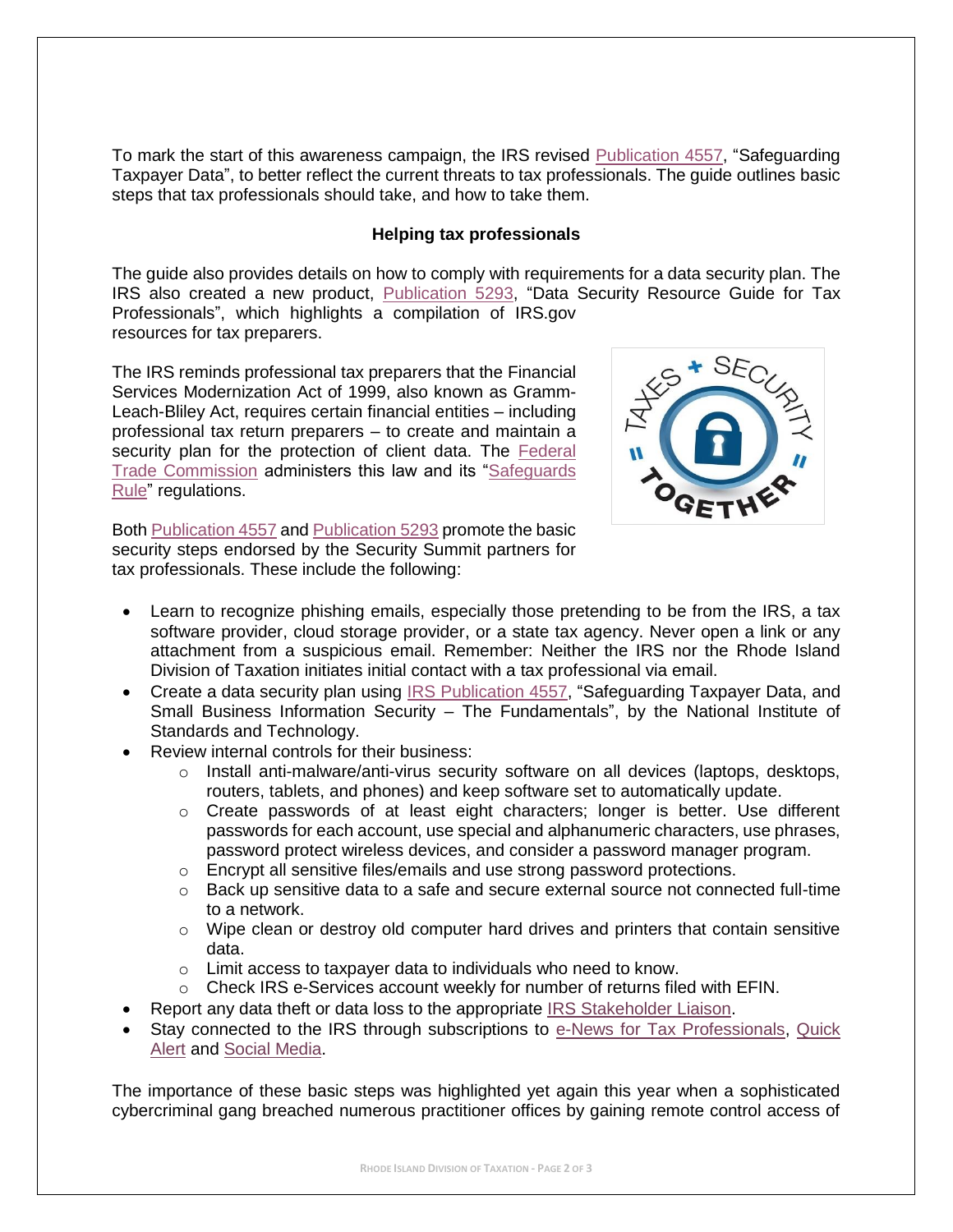To mark the start of this awareness campaign, the IRS revised [Publication 4557](), "Safeguarding Taxpayer Data", to better reflect the current threats to tax professionals. The guide outlines basic steps that tax professionals should take, and how to take them.

**Helping tax professionals**

The guide also provides details on how to comply with requirements for a data security plan. The IRS also created a new product, Publication 5293, "Data Security Resource Guide for Tax Professionals", which highlights a compilation of IRS.gov resources for tax preparers.

The IRS reminds professional tax preparers that the Financial Services Modernization Act of 1999, also known as Gramm-Leach-Bliley Act, requires certain financial entities – including professional tax return preparers – to create and maintain a security plan for the protection of client data. The Federal Trade Commission administers this law and its "Safeguards Rule" regulations.

Both Publication 4557 and Publication 5293 promote the basic security steps endorsed by the Security Summit partners for tax professionals. These include the following:

- Learn to recognize phishing emails, especially those pretending to be from the IRS, a tax software provider, cloud storage provider, or a state tax agency. Never open a link or any attachment from a suspicious email. Remember: Neither the IRS nor the Rhode Island Division of Taxation initiates initial contact with a tax professional via email.
- Create a data security plan using IRS Publication 4557, "Safeguarding Taxpayer Data, and Small Business Information Security – The Fundamentals", by the National Institute of Standards and Technology.
- Review internal controls for their business:
  - Install anti-malware/anti-virus security software on all devices (laptops, desktops, routers, tablets, and phones) and keep software set to automatically update.
  - Create passwords of at least eight characters; longer is better. Use different passwords for each account, use special and alphanumeric characters, use phrases, password protect wireless devices, and consider a password manager program.
  - Encrypt all sensitive files/emails and use strong password protections.
  - Back up sensitive data to a safe and secure external source not connected full-time to a network.
  - Wipe clean or destroy old computer hard drives and printers that contain sensitive data.
  - Limit access to taxpayer data to individuals who need to know.
  - Check IRS e-Services account weekly for number of returns filed with EFIN.
- Report any data theft or data loss to the appropriate IRS Stakeholder Liaison.
- Stay connected to the IRS through subscriptions to e-News for Tax Professionals, Quick Alert and Social Media.

The importance of these basic steps was highlighted yet again this year when a sophisticated cybercriminal gang breached numerous practitioner offices by gaining remote control access of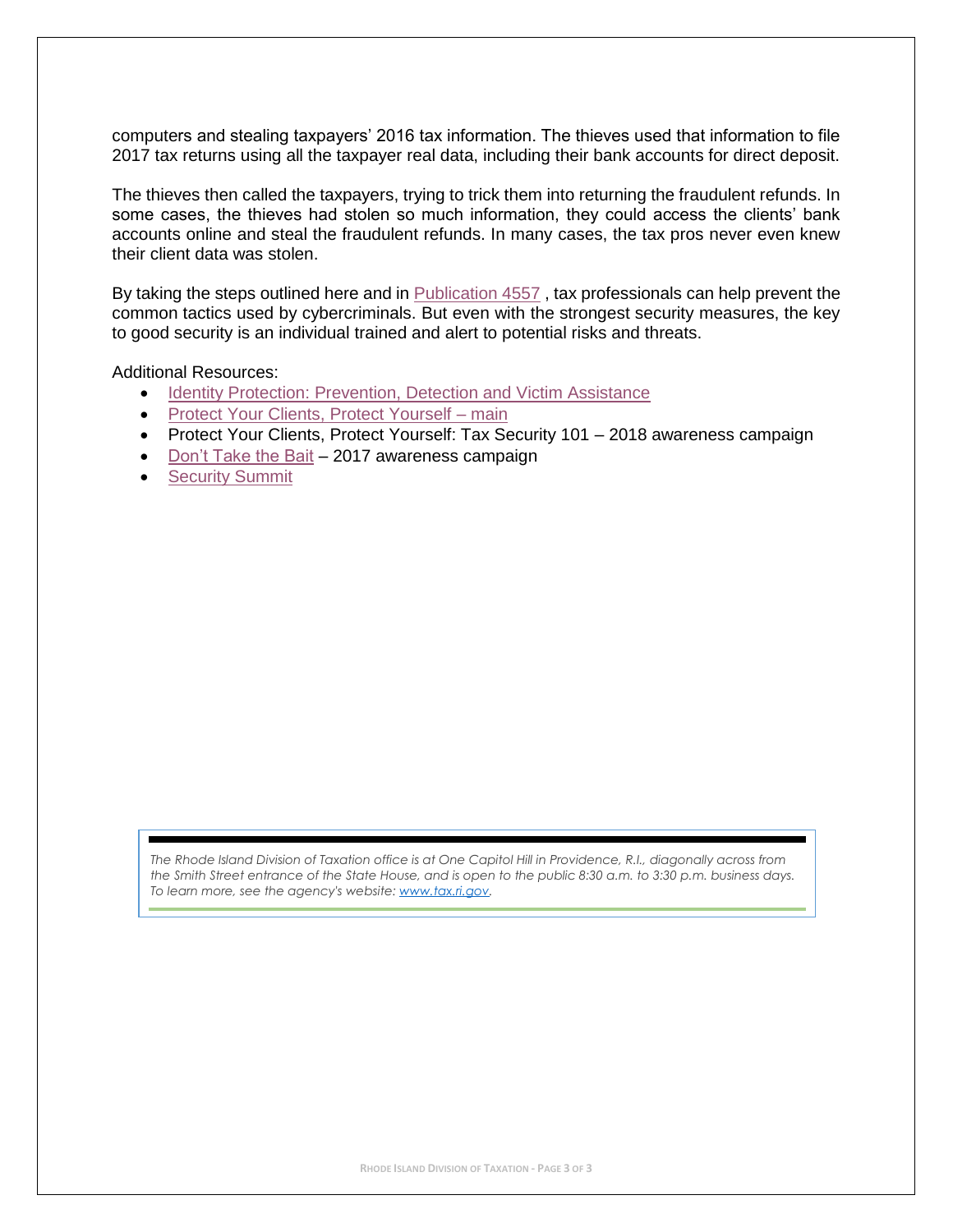computers and stealing taxpayers' 2016 tax information. The thieves used that information to file 2017 tax returns using all the taxpayer real data, including their bank accounts for direct deposit.

The thieves then called the taxpayers, trying to trick them into returning the fraudulent refunds. In some cases, the thieves had stolen so much information, they could access the clients' bank accounts online and steal the fraudulent refunds. In many cases, the tax pros never even knew their client data was stolen.

By taking the steps outlined here and in Publication 4557 , tax professionals can help prevent the common tactics used by cybercriminals. But even with the strongest security measures, the key to good security is an individual trained and alert to potential risks and threats.

Additional Resources:

- Identity Protection: Prevention, Detection and Victim Assistance
- Protect Your Clients, Protect Yourself – main
- Protect Your Clients, Protect Yourself: Tax Security 101 – 2018 awareness campaign
- Don't Take the Bait – 2017 awareness campaign
- Security Summit

*The Rhode Island Division of Taxation office is at One Capitol Hill in Providence, R.I., diagonally across from the Smith Street entrance of the State House, and is open to the public 8:30 a.m. to 3:30 p.m. business days. To learn more, see the agency's website: www.tax.ri.gov.*